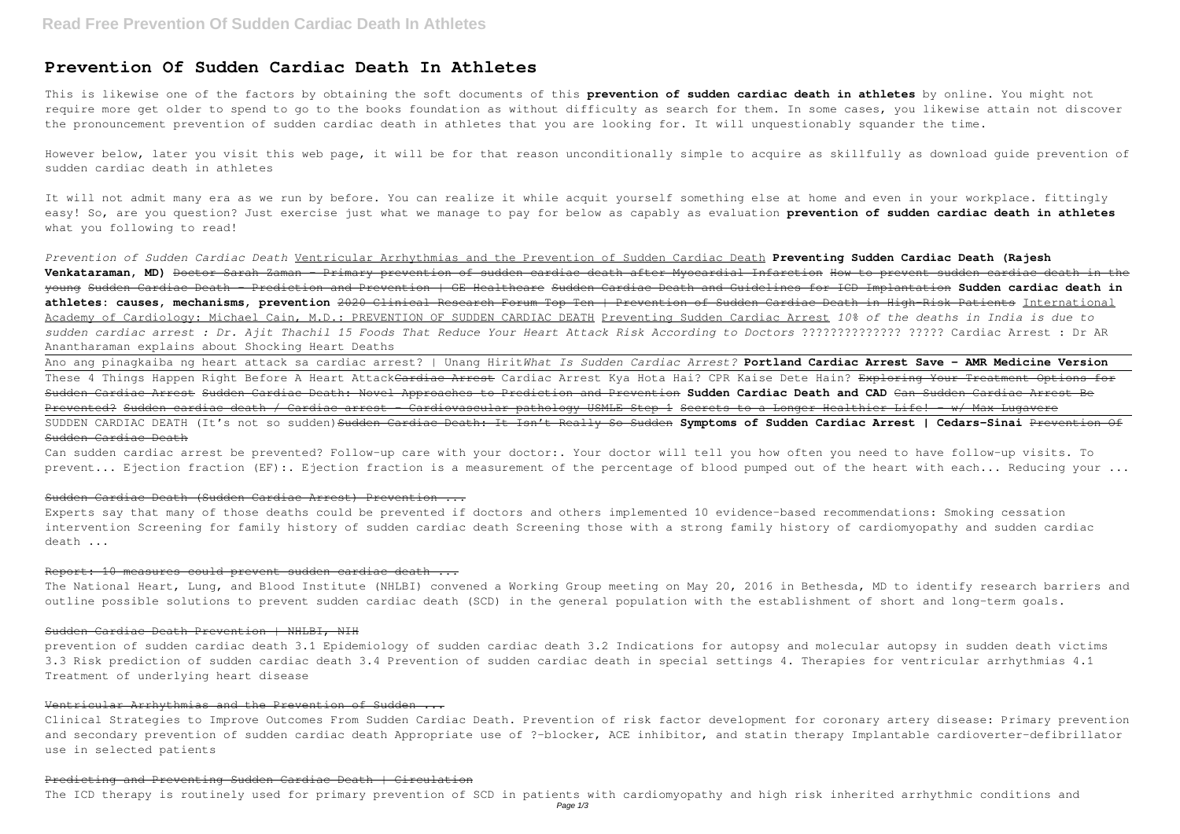# Prevention Of Sudden Cardiac Death In Athletes

This is likewise one of the factors by obtaining the soft documents of this **prevention of sudden cardiac death in athletes** by online. You might not require more get older to spend to go to the books foundation as without difficulty as search for them. In some cases, you likewise attain not discover the pronouncement prevention of sudden cardiac death in athletes that you are looking for. It will unquestionably squander the time.

However below, later you visit this web page, it will be for that reason unconditionally simple to acquire as skillfully as download guide prevention of sudden cardiac death in athletes

It will not admit many era as we run by before. You can realize it while acquit yourself something else at home and even in your workplace. fittingly easy! So, are you question? Just exercise just what we manage to pay for below as capably as evaluation **prevention of sudden cardiac death in athletes** what you following to read!

*Prevention of Sudden Cardiac Death* Ventricular Arrhythmias and the Prevention of Sudden Cardiac Death **Preventing Sudden Cardiac Death (Rajesh Venkataraman, MD)** ~~Doctor Sarah Zaman - Primary prevention of sudden cardiac death after Myocardial Infarction~~ ~~How to prevent sudden cardiac death in the young~~ ~~Sudden Cardiac Death - Prediction and Prevention | GE Healthcare~~ ~~Sudden Cardiac Death and Guidelines for ICD Implantation~~ **Sudden cardiac death in athletes: causes, mechanisms, prevention** ~~2020 Clinical Research Forum Top Ten | Prevention of Sudden Cardiac Death in High-Risk Patients~~ International Academy of Cardiology: Michael Cain, M.D.: PREVENTION OF SUDDEN CARDIAC DEATH Preventing Sudden Cardiac Arrest *10% of the deaths in India is due to sudden cardiac arrest : Dr. Ajit Thachil 15 Foods That Reduce Your Heart Attack Risk According to Doctors* ?????????????? ????? Cardiac Arrest : Dr AR Anantharaman explains about Shocking Heart Deaths

Ano ang pinagkaiba ng heart attack sa cardiac arrest? | Unang Hirit*What Is Sudden Cardiac Arrest?* **Portland Cardiac Arrest Save - AMR Medicine Version** These 4 Things Happen Right Before A Heart Attack~~Cardiac Arrest~~ Cardiac Arrest Kya Hota Hai? CPR Kaise Dete Hain? ~~Exploring Your Treatment Options for Sudden Cardiac Arrest~~ ~~Sudden Cardiac Death: Novel Approaches to Prediction and Prevention~~ **Sudden Cardiac Death and CAD** ~~Can Sudden Cardiac Arrest Be Prevented?~~ ~~Sudden cardiac death / Cardiac arrest - Cardiovascular pathology USMLE Step 1~~ ~~Secrets to a Longer Healthier Life! - w/ Max Lugavere~~ SUDDEN CARDIAC DEATH (It's not so sudden)~~Sudden Cardiac Death: It Isn't Really So Sudden~~ **Symptoms of Sudden Cardiac Arrest | Cedars-Sinai** ~~Prevention Of Sudden Cardiac Death~~

Can sudden cardiac arrest be prevented? Follow-up care with your doctor:. Your doctor will tell you how often you need to have follow-up visits. To prevent... Ejection fraction (EF):. Ejection fraction is a measurement of the percentage of blood pumped out of the heart with each... Reducing your ...

~~Sudden Cardiac Death (Sudden Cardiac Arrest) Prevention ...~~

Experts say that many of those deaths could be prevented if doctors and others implemented 10 evidence-based recommendations: Smoking cessation intervention Screening for family history of sudden cardiac death Screening those with a strong family history of cardiomyopathy and sudden cardiac death ...

~~Report: 10 measures could prevent sudden cardiac death ...~~

The National Heart, Lung, and Blood Institute (NHLBI) convened a Working Group meeting on May 20, 2016 in Bethesda, MD to identify research barriers and outline possible solutions to prevent sudden cardiac death (SCD) in the general population with the establishment of short and long-term goals.

~~Sudden Cardiac Death Prevention | NHLBI, NIH~~

prevention of sudden cardiac death 3.1 Epidemiology of sudden cardiac death 3.2 Indications for autopsy and molecular autopsy in sudden death victims 3.3 Risk prediction of sudden cardiac death 3.4 Prevention of sudden cardiac death in special settings 4. Therapies for ventricular arrhythmias 4.1 Treatment of underlying heart disease

~~Ventricular Arrhythmias and the Prevention of Sudden ...~~

Clinical Strategies to Improve Outcomes From Sudden Cardiac Death. Prevention of risk factor development for coronary artery disease: Primary prevention and secondary prevention of sudden cardiac death Appropriate use of ?-blocker, ACE inhibitor, and statin therapy Implantable cardioverter-defibrillator use in selected patients

~~Predicting and Preventing Sudden Cardiac Death | Circulation~~

The ICD therapy is routinely used for primary prevention of SCD in patients with cardiomyopathy and high risk inherited arrhythmic conditions and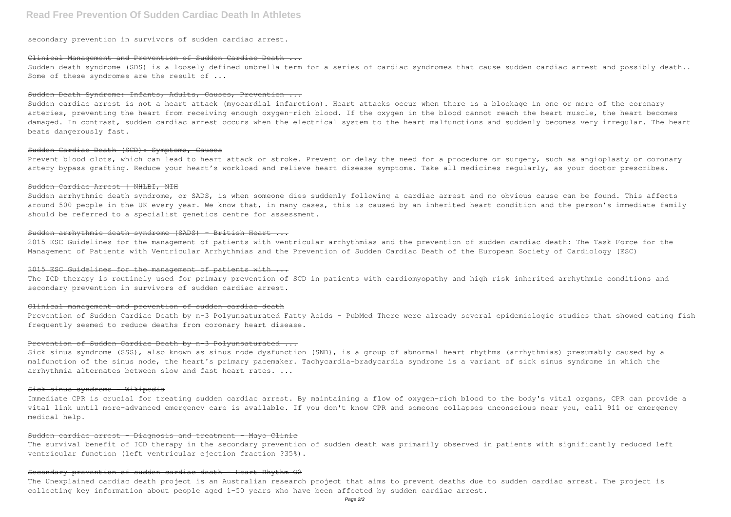secondary prevention in survivors of sudden cardiac arrest.

### Clinical Management and Prevention of Sudden Cardiac Death ...

Sudden death syndrome (SDS) is a loosely defined umbrella term for a series of cardiac syndromes that cause sudden cardiac arrest and possibly death.. Some of these syndromes are the result of ...

### Sudden Death Syndrome: Infants, Adults, Causes, Prevention ...

Sudden cardiac arrest is not a heart attack (myocardial infarction). Heart attacks occur when there is a blockage in one or more of the coronary arteries, preventing the heart from receiving enough oxygen-rich blood. If the oxygen in the blood cannot reach the heart muscle, the heart becomes damaged. In contrast, sudden cardiac arrest occurs when the electrical system to the heart malfunctions and suddenly becomes very irregular. The heart beats dangerously fast.

### Sudden Cardiac Death (SCD): Symptoms, Causes

Prevent blood clots, which can lead to heart attack or stroke. Prevent or delay the need for a procedure or surgery, such as angioplasty or coronary artery bypass grafting. Reduce your heart's workload and relieve heart disease symptoms. Take all medicines regularly, as your doctor prescribes.

### Sudden Cardiac Arrest | NHLBI, NIH

Sudden arrhythmic death syndrome, or SADS, is when someone dies suddenly following a cardiac arrest and no obvious cause can be found. This affects around 500 people in the UK every year. We know that, in many cases, this is caused by an inherited heart condition and the person's immediate family should be referred to a specialist genetics centre for assessment.

### Sudden arrhythmic death syndrome (SADS) - British Heart ...

2015 ESC Guidelines for the management of patients with ventricular arrhythmias and the prevention of sudden cardiac death: The Task Force for the Management of Patients with Ventricular Arrhythmias and the Prevention of Sudden Cardiac Death of the European Society of Cardiology (ESC)

### 2015 ESC Guidelines for the management of patients with ...

The ICD therapy is routinely used for primary prevention of SCD in patients with cardiomyopathy and high risk inherited arrhythmic conditions and secondary prevention in survivors of sudden cardiac arrest.

### Clinical management and prevention of sudden cardiac death

Prevention of Sudden Cardiac Death by n-3 Polyunsaturated Fatty Acids - PubMed There were already several epidemiologic studies that showed eating fish frequently seemed to reduce deaths from coronary heart disease.

### Prevention of Sudden Cardiac Death by n-3 Polyunsaturated ...

Sick sinus syndrome (SSS), also known as sinus node dysfunction (SND), is a group of abnormal heart rhythms (arrhythmias) presumably caused by a malfunction of the sinus node, the heart's primary pacemaker. Tachycardia-bradycardia syndrome is a variant of sick sinus syndrome in which the arrhythmia alternates between slow and fast heart rates. ...

### Sick sinus syndrome - Wikipedia

Immediate CPR is crucial for treating sudden cardiac arrest. By maintaining a flow of oxygen-rich blood to the body's vital organs, CPR can provide a vital link until more-advanced emergency care is available. If you don't know CPR and someone collapses unconscious near you, call 911 or emergency medical help.

### Sudden cardiac arrest - Diagnosis and treatment - Mayo Clinic

The survival benefit of ICD therapy in the secondary prevention of sudden death was primarily observed in patients with significantly reduced left ventricular function (left ventricular ejection fraction ?35%).

### Secondary prevention of sudden cardiac death - Heart Rhythm O2

The Unexplained cardiac death project is an Australian research project that aims to prevent deaths due to sudden cardiac arrest. The project is collecting key information about people aged 1-50 years who have been affected by sudden cardiac arrest.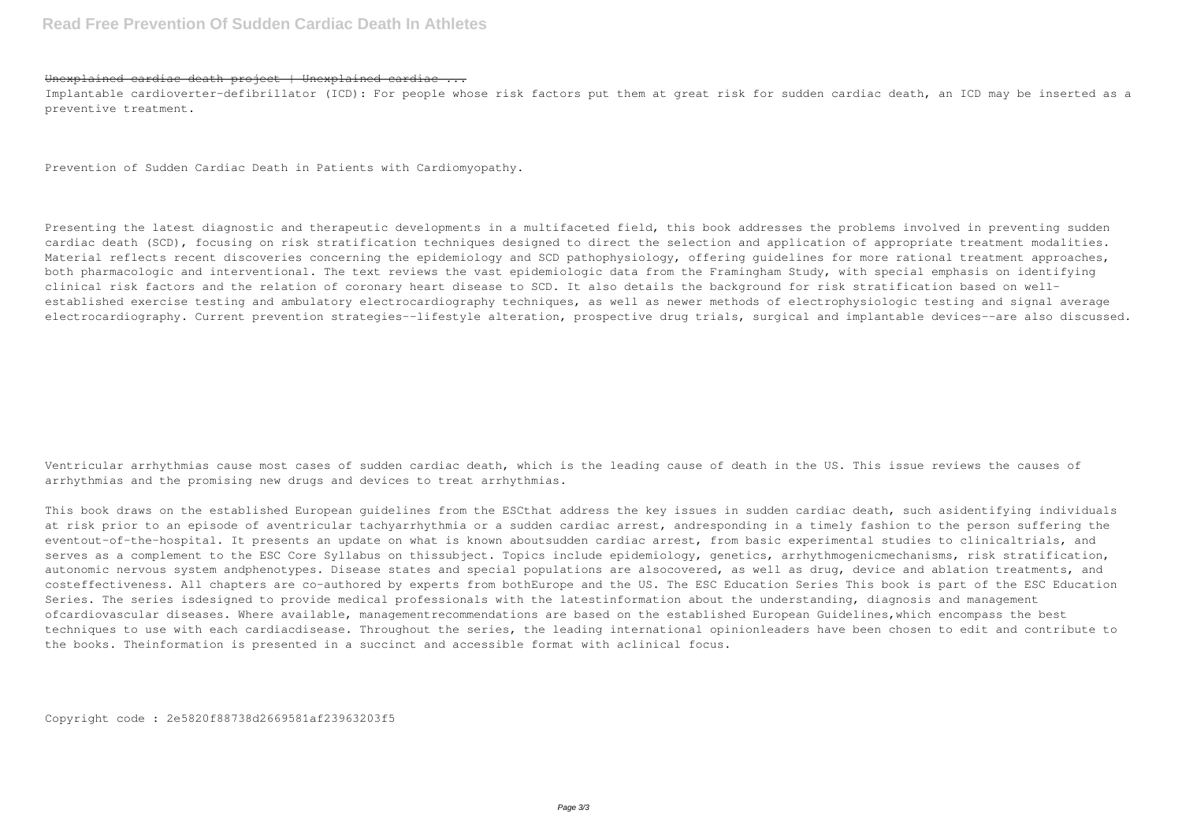~~Unexplained cardiac death project | Unexplained cardiac ...~~

Implantable cardioverter-defibrillator (ICD): For people whose risk factors put them at great risk for sudden cardiac death, an ICD may be inserted as a preventive treatment.

Prevention of Sudden Cardiac Death in Patients with Cardiomyopathy.

Presenting the latest diagnostic and therapeutic developments in a multifaceted field, this book addresses the problems involved in preventing sudden cardiac death (SCD), focusing on risk stratification techniques designed to direct the selection and application of appropriate treatment modalities. Material reflects recent discoveries concerning the epidemiology and SCD pathophysiology, offering guidelines for more rational treatment approaches, both pharmacologic and interventional. The text reviews the vast epidemiologic data from the Framingham Study, with special emphasis on identifying clinical risk factors and the relation of coronary heart disease to SCD. It also details the background for risk stratification based on well-established exercise testing and ambulatory electrocardiography techniques, as well as newer methods of electrophysiologic testing and signal average electrocardiography. Current prevention strategies--lifestyle alteration, prospective drug trials, surgical and implantable devices--are also discussed.

Ventricular arrhythmias cause most cases of sudden cardiac death, which is the leading cause of death in the US. This issue reviews the causes of arrhythmias and the promising new drugs and devices to treat arrhythmias.

This book draws on the established European guidelines from the ESCthat address the key issues in sudden cardiac death, such asidentifying individuals at risk prior to an episode of aventricular tachyarrhythmia or a sudden cardiac arrest, andresponding in a timely fashion to the person suffering the eventout-of-the-hospital. It presents an update on what is known aboutsudden cardiac arrest, from basic experimental studies to clinicaltrials, and serves as a complement to the ESC Core Syllabus on thissubject. Topics include epidemiology, genetics, arrhythmogenicmechanisms, risk stratification, autonomic nervous system andphenotypes. Disease states and special populations are alsocovered, as well as drug, device and ablation treatments, and costeffectiveness. All chapters are co-authored by experts from bothEurope and the US. The ESC Education Series This book is part of the ESC Education Series. The series isdesigned to provide medical professionals with the latestinformation about the understanding, diagnosis and management ofcardiovascular diseases. Where available, managementrecommendations are based on the established European Guidelines,which encompass the best techniques to use with each cardiacdisease. Throughout the series, the leading international opinionleaders have been chosen to edit and contribute to the books. Theinformation is presented in a succinct and accessible format with aclinical focus.

Copyright code : 2e5820f88738d2669581af23963203f5